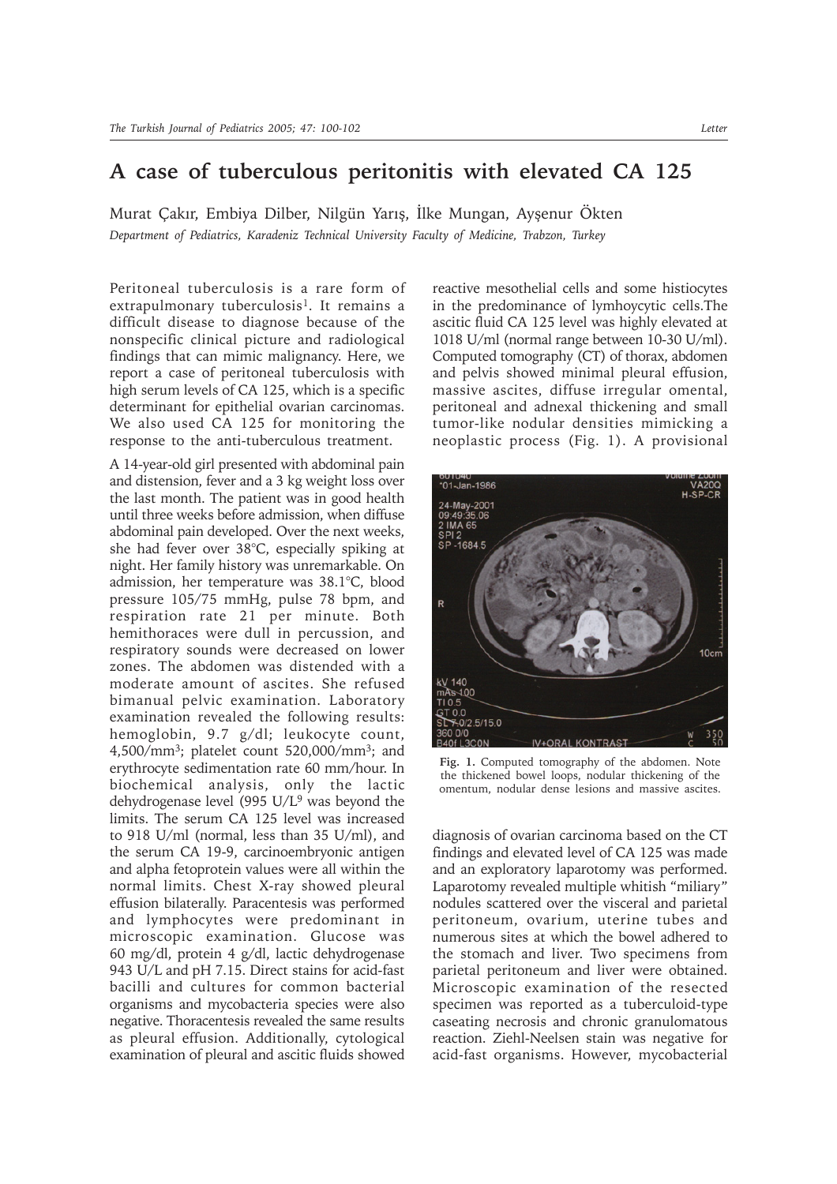# A case of tuberculous peritonitis with elevated CA 125

Murat Çakır, Embiya Dilber, Nilgün Yarış, İlke Mungan, Ayşenur Ökten

*Department of Pediatrics, Karadeniz Technical University Faculty of Medicine, Trabzon, Turkey*

Peritoneal tuberculosis is a rare form of extrapulmonary tuberculosis[1]. It remains a difficult disease to diagnose because of the nonspecific clinical picture and radiological findings that can mimic malignancy. Here, we report a case of peritoneal tuberculosis with high serum levels of CA 125, which is a specific determinant for epithelial ovarian carcinomas. We also used CA 125 for monitoring the response to the anti-tuberculous treatment.

A 14-year-old girl presented with abdominal pain and distension, fever and a 3 kg weight loss over the last month. The patient was in good health until three weeks before admission, when diffuse abdominal pain developed. Over the next weeks, she had fever over 38°C, especially spiking at night. Her family history was unremarkable. On admission, her temperature was 38.1°C, blood pressure 105/75 mmHg, pulse 78 bpm, and respiration rate 21 per minute. Both hemithoraces were dull in percussion, and respiratory sounds were decreased on lower zones. The abdomen was distended with a moderate amount of ascites. She refused bimanual pelvic examination. Laboratory examination revealed the following results: hemoglobin, 9.7 g/dl; leukocyte count, 4,500/mm$^3$; platelet count 520,000/mm$^3$; and erythrocyte sedimentation rate 60 mm/hour. In biochemical analysis, only the lactic dehydrogenase level (995 U/L[9] was beyond the limits. The serum CA 125 level was increased to 918 U/ml (normal, less than 35 U/ml), and the serum CA 19-9, carcinoembryonic antigen and alpha fetoprotein values were all within the normal limits. Chest X-ray showed pleural effusion bilaterally. Paracentesis was performed and lymphocytes were predominant in microscopic examination. Glucose was 60 mg/dl, protein 4 g/dl, lactic dehydrogenase 943 U/L and pH 7.15. Direct stains for acid-fast bacilli and cultures for common bacterial organisms and mycobacteria species were also negative. Thoracentesis revealed the same results as pleural effusion. Additionally, cytological examination of pleural and ascitic fluids showed reactive mesothelial cells and some histiocytes in the predominance of lymhoycytic cells.The ascitic fluid CA 125 level was highly elevated at 1018 U/ml (normal range between 10-30 U/ml). Computed tomography (CT) of thorax, abdomen and pelvis showed minimal pleural effusion, massive ascites, diffuse irregular omental, peritoneal and adnexal thickening and small tumor-like nodular densities mimicking a neoplastic process (Fig. 1). A provisional diagnosis of ovarian carcinoma based on the CT findings and elevated level of CA 125 was made and an exploratory laparotomy was performed. Laparotomy revealed multiple whitish "miliary" nodules scattered over the visceral and parietal peritoneum, ovarium, uterine tubes and numerous sites at which the bowel adhered to the stomach and liver. Two specimens from parietal peritoneum and liver were obtained. Microscopic examination of the resected specimen was reported as a tuberculoid-type caseating necrosis and chronic granulomatous reaction. Ziehl-Neelsen stain was negative for acid-fast organisms. However, mycobacterial

**Fig. 1.** Computed tomography of the abdomen. Note the thickened bowel loops, nodular thickening of the omentum, nodular dense lesions and massive ascites.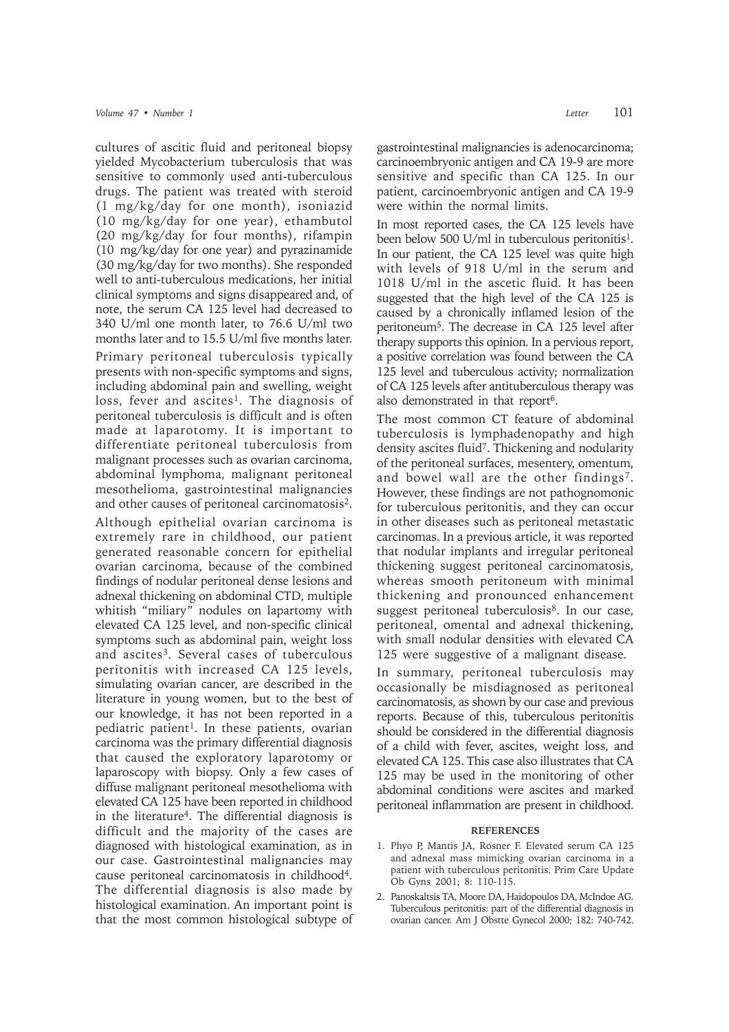cultures of ascitic fluid and peritoneal biopsy yielded Mycobacterium tuberculosis that was sensitive to commonly used anti-tuberculous drugs. The patient was treated with steroid (1 mg/kg/day for one month), isoniazid (10 mg/kg/day for one year), ethambutol (20 mg/kg/day for four months), rifampin (10 mg/kg/day for one year) and pyrazinamide (30 mg/kg/day for two months). She responded well to anti-tuberculous medications, her initial clinical symptoms and signs disappeared and, of note, the serum CA 125 level had decreased to 340 U/ml one month later, to 76.6 U/ml two months later and to 15.5 U/ml five months later.

Primary peritoneal tuberculosis typically presents with non-specific symptoms and signs, including abdominal pain and swelling, weight loss, fever and ascites[1]. The diagnosis of peritoneal tuberculosis is difficult and is often made at laparotomy. It is important to differentiate peritoneal tuberculosis from malignant processes such as ovarian carcinoma, abdominal lymphoma, malignant peritoneal mesothelioma, gastrointestinal malignancies and other causes of peritoneal carcinomatosis[2].

Although epithelial ovarian carcinoma is extremely rare in childhood, our patient generated reasonable concern for epithelial ovarian carcinoma, because of the combined findings of nodular peritoneal dense lesions and adnexal thickening on abdominal CTD, multiple whitish "miliary" nodules on lapartomy with elevated CA 125 level, and non-specific clinical symptoms such as abdominal pain, weight loss and ascites[3]. Several cases of tuberculous peritonitis with increased CA 125 levels, simulating ovarian cancer, are described in the literature in young women, but to the best of our knowledge, it has not been reported in a pediatric patient[1]. In these patients, ovarian carcinoma was the primary differential diagnosis that caused the exploratory laparotomy or laparoscopy with biopsy. Only a few cases of diffuse malignant peritoneal mesothelioma with elevated CA 125 have been reported in childhood in the literature[4]. The differential diagnosis is difficult and the majority of the cases are diagnosed with histological examination, as in our case. Gastrointestinal malignancies may cause peritoneal carcinomatosis in childhood[4]. The differential diagnosis is also made by histological examination. An important point is that the most common histological subtype of gastrointestinal malignancies is adenocarcinoma; carcinoembryonic antigen and CA 19-9 are more sensitive and specific than CA 125. In our patient, carcinoembryonic antigen and CA 19-9 were within the normal limits.

In most reported cases, the CA 125 levels have been below 500 U/ml in tuberculous peritonitis[1]. In our patient, the CA 125 level was quite high with levels of 918 U/ml in the serum and 1018 U/ml in the ascetic fluid. It has been suggested that the high level of the CA 125 is caused by a chronically inflamed lesion of the peritoneum[5]. The decrease in CA 125 level after therapy supports this opinion. In a pervious report, a positive correlation was found between the CA 125 level and tuberculous activity; normalization of CA 125 levels after antituberculous therapy was also demonstrated in that report[6].

The most common CT feature of abdominal tuberculosis is lymphadenopathy and high density ascites fluid[7]. Thickening and nodularity of the peritoneal surfaces, mesentery, omentum, and bowel wall are the other findings[7]. However, these findings are not pathognomonic for tuberculous peritonitis, and they can occur in other diseases such as peritoneal metastatic carcinomas. In a previous article, it was reported that nodular implants and irregular peritoneal thickening suggest peritoneal carcinomatosis, whereas smooth peritoneum with minimal thickening and pronounced enhancement suggest peritoneal tuberculosis[8]. In our case, peritoneal, omental and adnexal thickening, with small nodular densities with elevated CA 125 were suggestive of a malignant disease.

In summary, peritoneal tuberculosis may occasionally be misdiagnosed as peritoneal carcinomatosis, as shown by our case and previous reports. Because of this, tuberculous peritonitis should be considered in the differential diagnosis of a child with fever, ascites, weight loss, and elevated CA 125. This case also illustrates that CA 125 may be used in the monitoring of other abdominal conditions were ascites and marked peritoneal inflammation are present in childhood.

## REFERENCES

1. Phyo P, Mantis JA, Rosner F. Elevated serum CA 125 and adnexal mass mimicking ovarian carcinoma in a patient with tuberculous peritonitis. Prim Care Update Ob Gyns 2001; 8: 110-115.
2. Panoskaltsis TA, Moore DA, Haidopoulos DA, McIndoe AG. Tuberculous peritonitis: part of the differential diagnosis in ovarian cancer. Am J Obstte Gynecol 2000; 182: 740-742.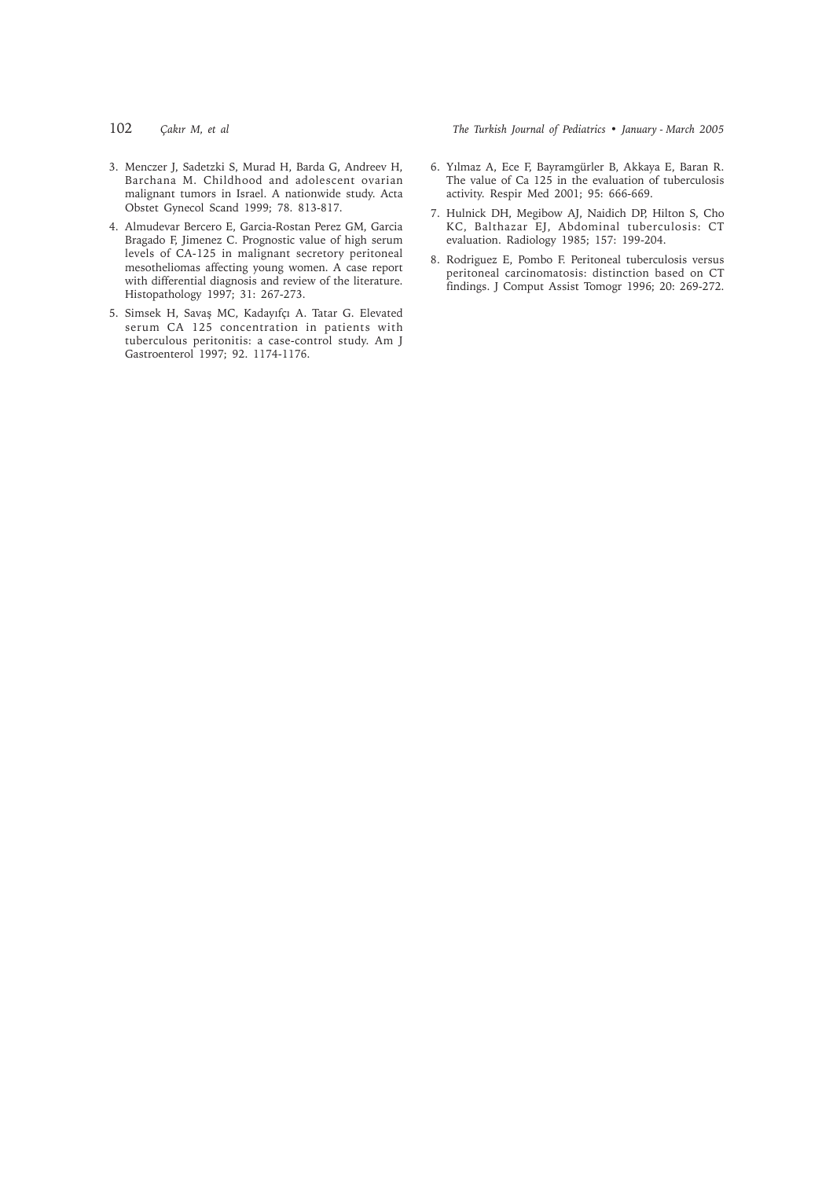3. Menczer J, Sadetzki S, Murad H, Barda G, Andreev H, Barchana M. Childhood and adolescent ovarian malignant tumors in Israel. A nationwide study. Acta Obstet Gynecol Scand 1999; 78. 813-817.
4. Almudevar Bercero E, Garcia-Rostan Perez GM, Garcia Bragado F, Jimenez C. Prognostic value of high serum levels of CA-125 in malignant secretory peritoneal mesotheliomas affecting young women. A case report with differential diagnosis and review of the literature. Histopathology 1997; 31: 267-273.
5. Simsek H, Savaş MC, Kadayıfçı A. Tatar G. Elevated serum CA 125 concentration in patients with tuberculous peritonitis: a case-control study. Am J Gastroenterol 1997; 92. 1174-1176.
6. Yılmaz A, Ece F, Bayramgürler B, Akkaya E, Baran R. The value of Ca 125 in the evaluation of tuberculosis activity. Respir Med 2001; 95: 666-669.
7. Hulnick DH, Megibow AJ, Naidich DP, Hilton S, Cho KC, Balthazar EJ, Abdominal tuberculosis: CT evaluation. Radiology 1985; 157: 199-204.
8. Rodriguez E, Pombo F. Peritoneal tuberculosis versus peritoneal carcinomatosis: distinction based on CT findings. J Comput Assist Tomogr 1996; 20: 269-272.